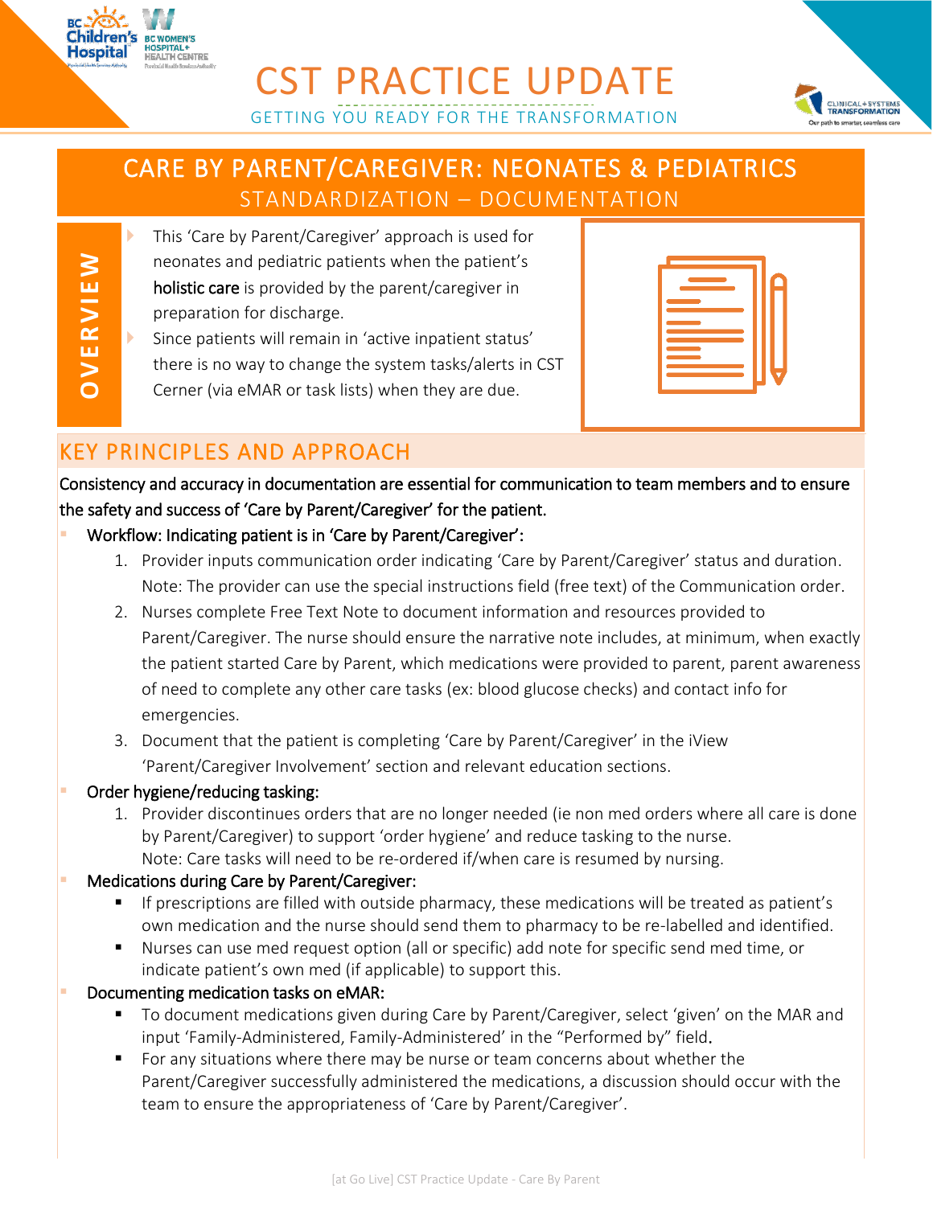# CST PRACTICE UPDATE

GETTING YOU READY FOR THE TRANSFORMATION

## CARE BY PARENT/CAREGIVER: NEONATES & PEDIATRICS

STANDARDIZATION – DOCUMENTATION

**OVERVIEW**

- This 'Care by Parent/Caregiver' approach is used for neonates and pediatric patients when the patient's **holistic care** is provided by the parent/caregiver in preparation for discharge.
- Since patients will remain in 'active inpatient status' there is no way to change the system tasks/alerts in CST Cerner (via eMAR or task lists) when they are due.

## KEY PRINCIPLES AND APPROACH

Consistency and accuracy in documentation are essential for communication to team members and to ensure the safety and success of 'Care by Parent/Caregiver' for the patient.

- Workflow: Indicating patient is in 'Care by Parent/Caregiver':
  1. Provider inputs communication order indicating 'Care by Parent/Caregiver' status and duration. Note: The provider can use the special instructions field (free text) of the Communication order.
  2. Nurses complete Free Text Note to document information and resources provided to Parent/Caregiver. The nurse should ensure the narrative note includes, at minimum, when exactly the patient started Care by Parent, which medications were provided to parent, parent awareness of need to complete any other care tasks (ex: blood glucose checks) and contact info for emergencies.
  3. Document that the patient is completing 'Care by Parent/Caregiver' in the iView 'Parent/Caregiver Involvement' section and relevant education sections.
- Order hygiene/reducing tasking:
  1. Provider discontinues orders that are no longer needed (ie non med orders where all care is done by Parent/Caregiver) to support 'order hygiene' and reduce tasking to the nurse.
     Note: Care tasks will need to be re-ordered if/when care is resumed by nursing.
- Medications during Care by Parent/Caregiver:
  - If prescriptions are filled with outside pharmacy, these medications will be treated as patient's own medication and the nurse should send them to pharmacy to be re-labelled and identified.
  - Nurses can use med request option (all or specific) add note for specific send med time, or indicate patient's own med (if applicable) to support this.
- Documenting medication tasks on eMAR:
  - To document medications given during Care by Parent/Caregiver, select 'given' on the MAR and input 'Family-Administered, Family-Administered' in the "Performed by" field.
  - For any situations where there may be nurse or team concerns about whether the Parent/Caregiver successfully administered the medications, a discussion should occur with the team to ensure the appropriateness of 'Care by Parent/Caregiver'.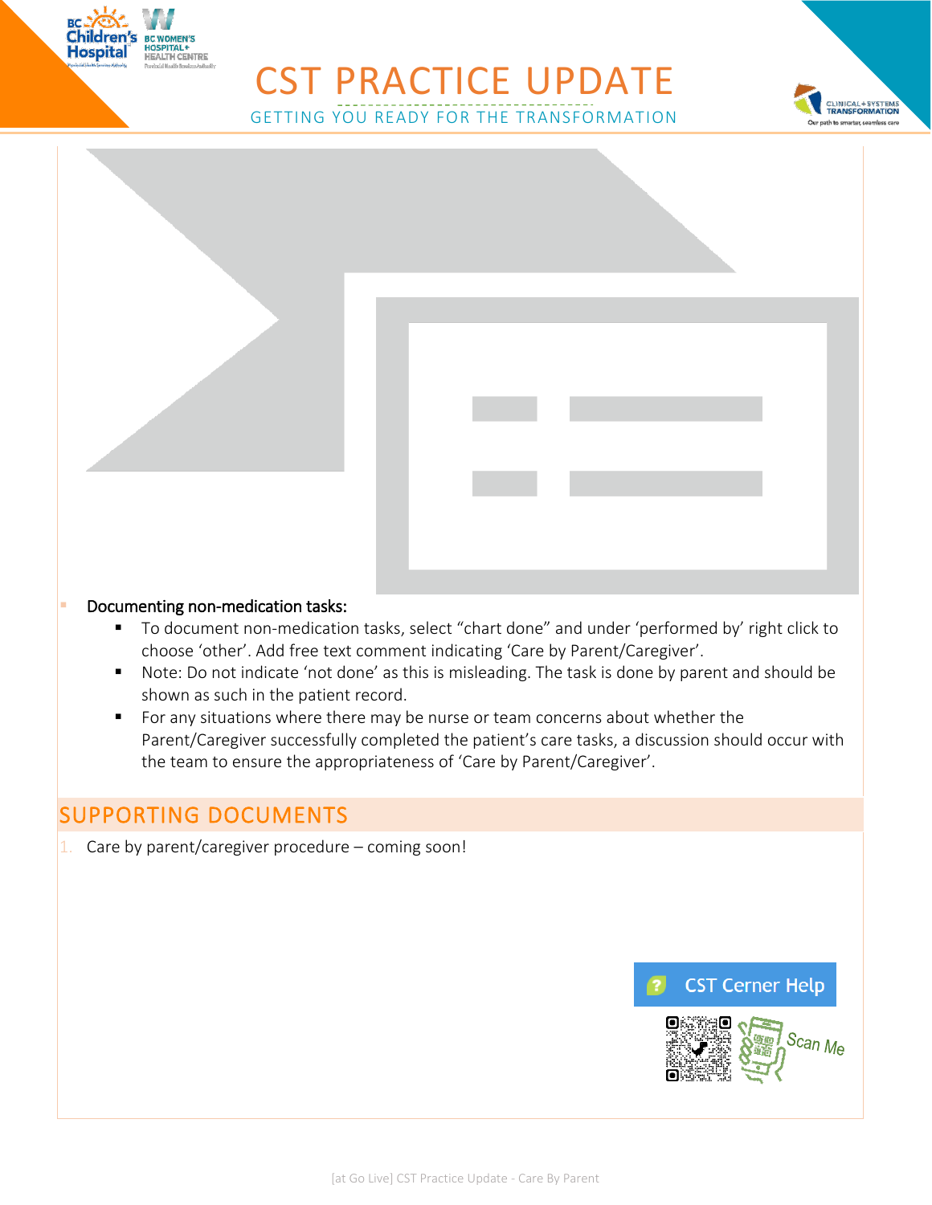- **Documenting non-medication tasks:**
  - To document non-medication tasks, select “chart done” and under ‘performed by’ right click to choose ‘other’. Add free text comment indicating ‘Care by Parent/Caregiver’.
  - Note: Do not indicate ‘not done’ as this is misleading. The task is done by parent and should be shown as such in the patient record.
  - For any situations where there may be nurse or team concerns about whether the Parent/Caregiver successfully completed the patient’s care tasks, a discussion should occur with the team to ensure the appropriateness of ‘Care by Parent/Caregiver’.

## SUPPORTING DOCUMENTS

1. Care by parent/caregiver procedure – coming soon!

CST Cerner Help

Scan Me